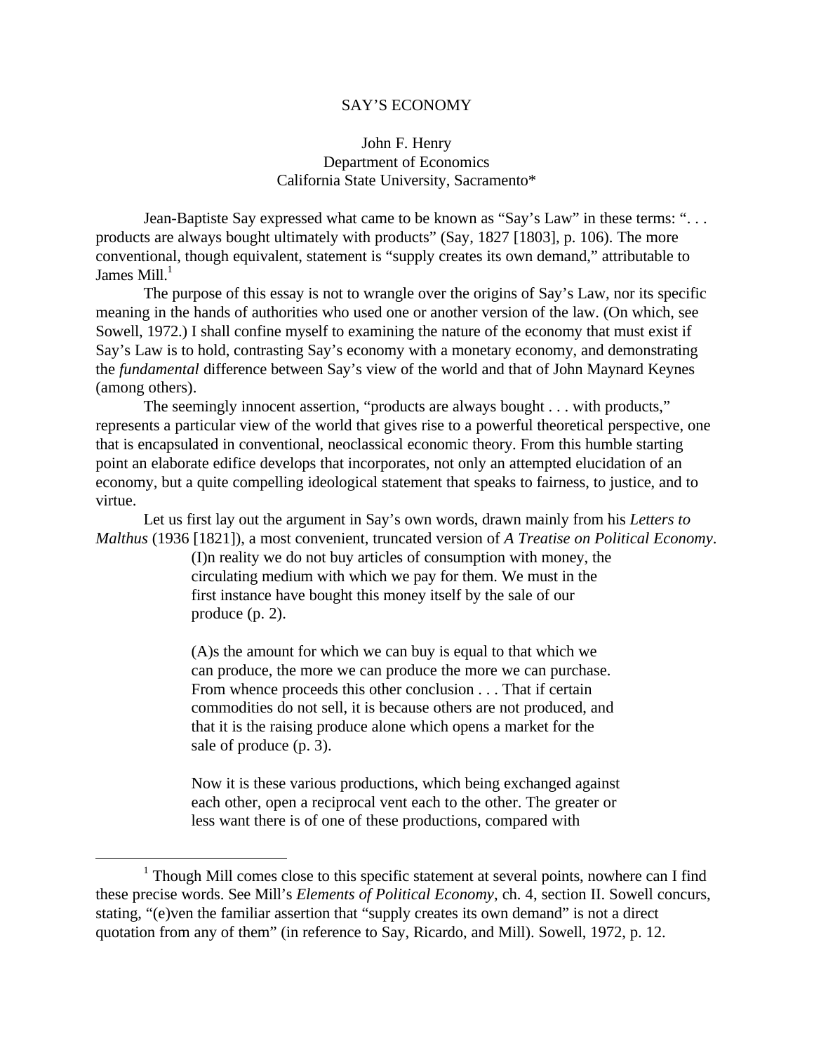# SAY'S ECONOMY

John F. Henry
Department of Economics
California State University, Sacramento*

Jean-Baptiste Say expressed what came to be known as "Say's Law" in these terms: ". . . products are always bought ultimately with products" (Say, 1827 [1803], p. 106). The more conventional, though equivalent, statement is "supply creates its own demand," attributable to James Mill.[1]

The purpose of this essay is not to wrangle over the origins of Say's Law, nor its specific meaning in the hands of authorities who used one or another version of the law. (On which, see Sowell, 1972.) I shall confine myself to examining the nature of the economy that must exist if Say's Law is to hold, contrasting Say's economy with a monetary economy, and demonstrating the *fundamental* difference between Say's view of the world and that of John Maynard Keynes (among others).

The seemingly innocent assertion, "products are always bought . . . with products," represents a particular view of the world that gives rise to a powerful theoretical perspective, one that is encapsulated in conventional, neoclassical economic theory. From this humble starting point an elaborate edifice develops that incorporates, not only an attempted elucidation of an economy, but a quite compelling ideological statement that speaks to fairness, to justice, and to virtue.

Let us first lay out the argument in Say's own words, drawn mainly from his *Letters to Malthus* (1936 [1821]), a most convenient, truncated version of *A Treatise on Political Economy*.

> (I)n reality we do not buy articles of consumption with money, the circulating medium with which we pay for them. We must in the first instance have bought this money itself by the sale of our produce (p. 2).
>
> (A)s the amount for which we can buy is equal to that which we can produce, the more we can produce the more we can purchase. From whence proceeds this other conclusion . . . That if certain commodities do not sell, it is because others are not produced, and that it is the raising produce alone which opens a market for the sale of produce (p. 3).
>
> Now it is these various productions, which being exchanged against each other, open a reciprocal vent each to the other. The greater or less want there is of one of these productions, compared with

[1] Though Mill comes close to this specific statement at several points, nowhere can I find these precise words. See Mill's *Elements of Political Economy*, ch. 4, section II. Sowell concurs, stating, "(e)ven the familiar assertion that "supply creates its own demand" is not a direct quotation from any of them" (in reference to Say, Ricardo, and Mill). Sowell, 1972, p. 12.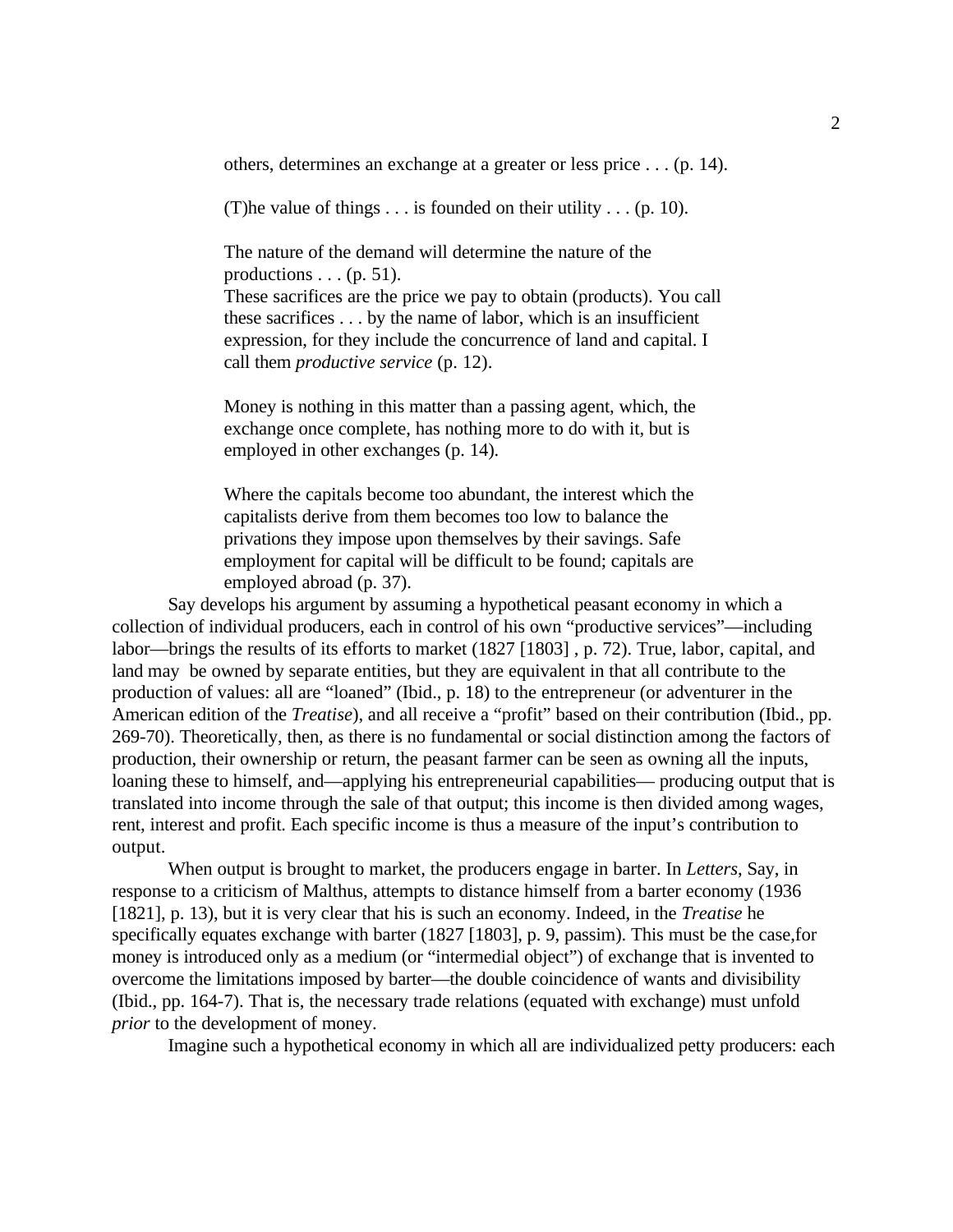> others, determines an exchange at a greater or less price . . . (p. 14).
>
> (T)he value of things . . . is founded on their utility . . . (p. 10).
>
> The nature of the demand will determine the nature of the productions . . . (p. 51).
> These sacrifices are the price we pay to obtain (products). You call these sacrifices . . . by the name of labor, which is an insufficient expression, for they include the concurrence of land and capital. I call them *productive service* (p. 12).
>
> Money is nothing in this matter than a passing agent, which, the exchange once complete, has nothing more to do with it, but is employed in other exchanges (p. 14).
>
> Where the capitals become too abundant, the interest which the capitalists derive from them becomes too low to balance the privations they impose upon themselves by their savings. Safe employment for capital will be difficult to be found; capitals are employed abroad (p. 37).

Say develops his argument by assuming a hypothetical peasant economy in which a collection of individual producers, each in control of his own "productive services"—including labor—brings the results of its efforts to market (1827 [1803] , p. 72). True, labor, capital, and land may be owned by separate entities, but they are equivalent in that all contribute to the production of values: all are "loaned" (Ibid., p. 18) to the entrepreneur (or adventurer in the American edition of the *Treatise*), and all receive a "profit" based on their contribution (Ibid., pp. 269-70). Theoretically, then, as there is no fundamental or social distinction among the factors of production, their ownership or return, the peasant farmer can be seen as owning all the inputs, loaning these to himself, and—applying his entrepreneurial capabilities— producing output that is translated into income through the sale of that output; this income is then divided among wages, rent, interest and profit. Each specific income is thus a measure of the input's contribution to output.

When output is brought to market, the producers engage in barter. In *Letters*, Say, in response to a criticism of Malthus, attempts to distance himself from a barter economy (1936 [1821], p. 13), but it is very clear that his is such an economy. Indeed, in the *Treatise* he specifically equates exchange with barter (1827 [1803], p. 9, passim). This must be the case,for money is introduced only as a medium (or "intermedial object") of exchange that is invented to overcome the limitations imposed by barter—the double coincidence of wants and divisibility (Ibid., pp. 164-7). That is, the necessary trade relations (equated with exchange) must unfold *prior* to the development of money.

Imagine such a hypothetical economy in which all are individualized petty producers: each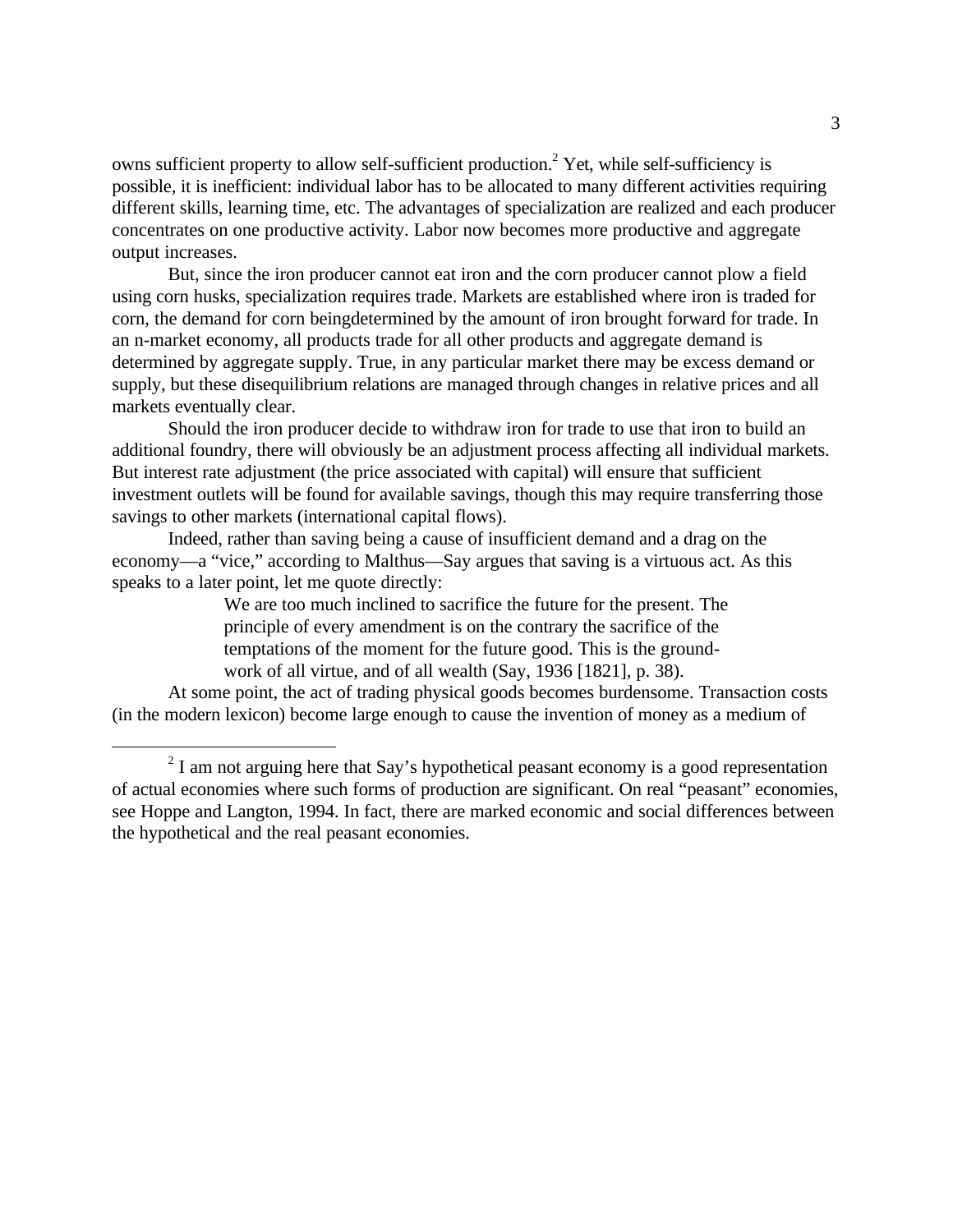owns sufficient property to allow self-sufficient production.[2] Yet, while self-sufficiency is possible, it is inefficient: individual labor has to be allocated to many different activities requiring different skills, learning time, etc. The advantages of specialization are realized and each producer concentrates on one productive activity. Labor now becomes more productive and aggregate output increases.

But, since the iron producer cannot eat iron and the corn producer cannot plow a field using corn husks, specialization requires trade. Markets are established where iron is traded for corn, the demand for corn beingdetermined by the amount of iron brought forward for trade. In an n-market economy, all products trade for all other products and aggregate demand is determined by aggregate supply. True, in any particular market there may be excess demand or supply, but these disequilibrium relations are managed through changes in relative prices and all markets eventually clear.

Should the iron producer decide to withdraw iron for trade to use that iron to build an additional foundry, there will obviously be an adjustment process affecting all individual markets. But interest rate adjustment (the price associated with capital) will ensure that sufficient investment outlets will be found for available savings, though this may require transferring those savings to other markets (international capital flows).

Indeed, rather than saving being a cause of insufficient demand and a drag on the economy—a "vice," according to Malthus—Say argues that saving is a virtuous act. As this speaks to a later point, let me quote directly:

> We are too much inclined to sacrifice the future for the present. The principle of every amendment is on the contrary the sacrifice of the temptations of the moment for the future good. This is the ground-work of all virtue, and of all wealth (Say, 1936 [1821], p. 38).

At some point, the act of trading physical goods becomes burdensome. Transaction costs (in the modern lexicon) become large enough to cause the invention of money as a medium of

---

[2] I am not arguing here that Say's hypothetical peasant economy is a good representation of actual economies where such forms of production are significant. On real "peasant" economies, see Hoppe and Langton, 1994. In fact, there are marked economic and social differences between the hypothetical and the real peasant economies.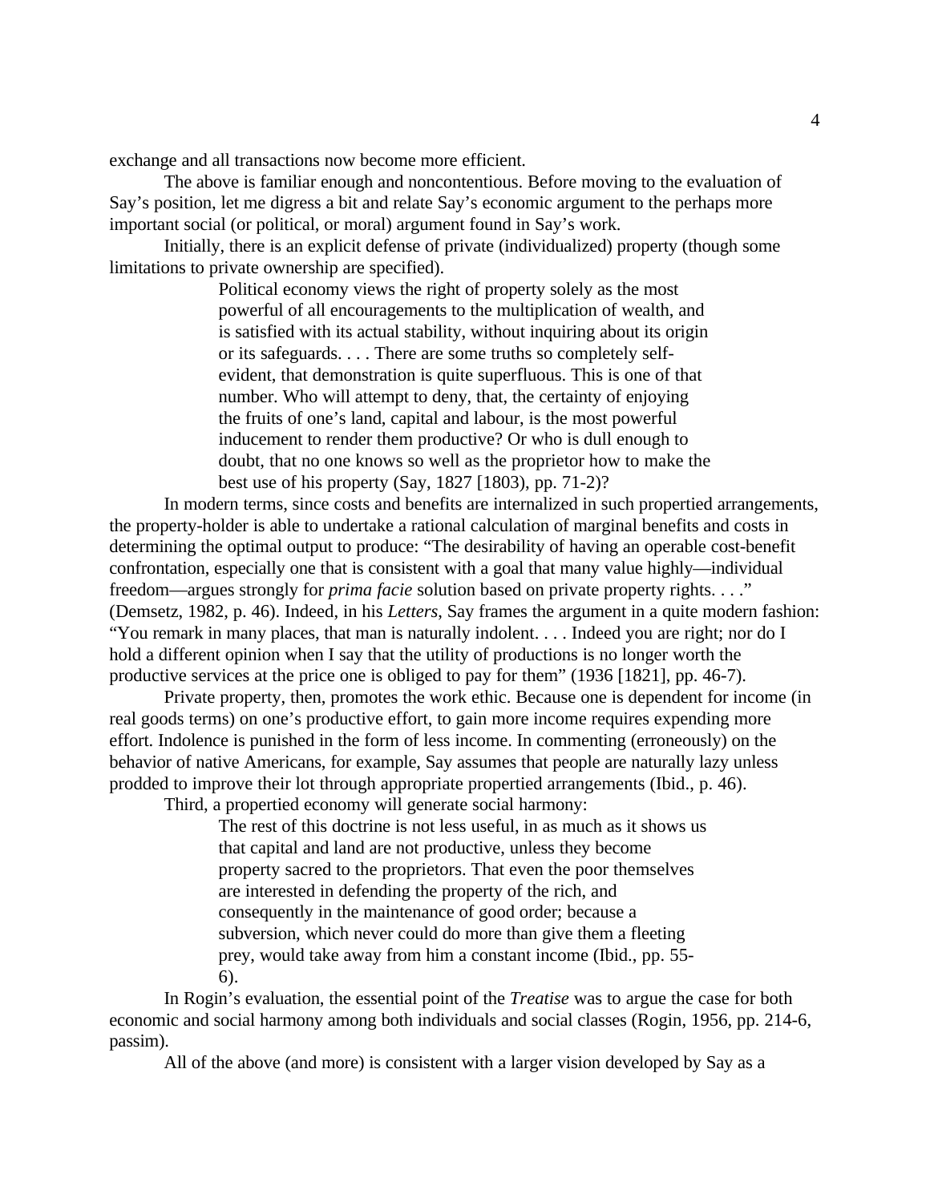exchange and all transactions now become more efficient.

The above is familiar enough and noncontentious. Before moving to the evaluation of Say's position, let me digress a bit and relate Say's economic argument to the perhaps more important social (or political, or moral) argument found in Say's work.

Initially, there is an explicit defense of private (individualized) property (though some limitations to private ownership are specified).

> Political economy views the right of property solely as the most powerful of all encouragements to the multiplication of wealth, and is satisfied with its actual stability, without inquiring about its origin or its safeguards. . . . There are some truths so completely self-evident, that demonstration is quite superfluous. This is one of that number. Who will attempt to deny, that, the certainty of enjoying the fruits of one's land, capital and labour, is the most powerful inducement to render them productive? Or who is dull enough to doubt, that no one knows so well as the proprietor how to make the best use of his property (Say, 1827 [1803), pp. 71-2)?

In modern terms, since costs and benefits are internalized in such propertied arrangements, the property-holder is able to undertake a rational calculation of marginal benefits and costs in determining the optimal output to produce: "The desirability of having an operable cost-benefit confrontation, especially one that is consistent with a goal that many value highly—individual freedom—argues strongly for *prima facie* solution based on private property rights. . . ." (Demsetz, 1982, p. 46). Indeed, in his *Letters*, Say frames the argument in a quite modern fashion: "You remark in many places, that man is naturally indolent. . . . Indeed you are right; nor do I hold a different opinion when I say that the utility of productions is no longer worth the productive services at the price one is obliged to pay for them" (1936 [1821], pp. 46-7).

Private property, then, promotes the work ethic. Because one is dependent for income (in real goods terms) on one's productive effort, to gain more income requires expending more effort. Indolence is punished in the form of less income. In commenting (erroneously) on the behavior of native Americans, for example, Say assumes that people are naturally lazy unless prodded to improve their lot through appropriate propertied arrangements (Ibid., p. 46).

Third, a propertied economy will generate social harmony:

> The rest of this doctrine is not less useful, in as much as it shows us that capital and land are not productive, unless they become property sacred to the proprietors. That even the poor themselves are interested in defending the property of the rich, and consequently in the maintenance of good order; because a subversion, which never could do more than give them a fleeting prey, would take away from him a constant income (Ibid., pp. 55-6).

In Rogin's evaluation, the essential point of the *Treatise* was to argue the case for both economic and social harmony among both individuals and social classes (Rogin, 1956, pp. 214-6, passim).

All of the above (and more) is consistent with a larger vision developed by Say as a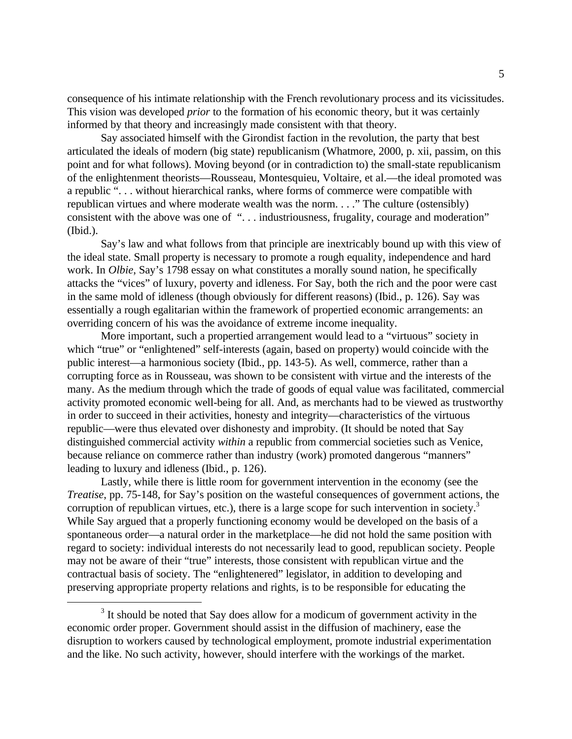consequence of his intimate relationship with the French revolutionary process and its vicissitudes. This vision was developed *prior* to the formation of his economic theory, but it was certainly informed by that theory and increasingly made consistent with that theory.

Say associated himself with the Girondist faction in the revolution, the party that best articulated the ideals of modern (big state) republicanism (Whatmore, 2000, p. xii, passim, on this point and for what follows). Moving beyond (or in contradiction to) the small-state republicanism of the enlightenment theorists—Rousseau, Montesquieu, Voltaire, et al.—the ideal promoted was a republic ". . . without hierarchical ranks, where forms of commerce were compatible with republican virtues and where moderate wealth was the norm. . . ." The culture (ostensibly) consistent with the above was one of ". . . industriousness, frugality, courage and moderation" (Ibid.).

Say's law and what follows from that principle are inextricably bound up with this view of the ideal state. Small property is necessary to promote a rough equality, independence and hard work. In *Olbie*, Say's 1798 essay on what constitutes a morally sound nation, he specifically attacks the "vices" of luxury, poverty and idleness. For Say, both the rich and the poor were cast in the same mold of idleness (though obviously for different reasons) (Ibid., p. 126). Say was essentially a rough egalitarian within the framework of propertied economic arrangements: an overriding concern of his was the avoidance of extreme income inequality.

More important, such a propertied arrangement would lead to a "virtuous" society in which "true" or "enlightened" self-interests (again, based on property) would coincide with the public interest—a harmonious society (Ibid., pp. 143-5). As well, commerce, rather than a corrupting force as in Rousseau, was shown to be consistent with virtue and the interests of the many. As the medium through which the trade of goods of equal value was facilitated, commercial activity promoted economic well-being for all. And, as merchants had to be viewed as trustworthy in order to succeed in their activities, honesty and integrity—characteristics of the virtuous republic—were thus elevated over dishonesty and improbity. (It should be noted that Say distinguished commercial activity *within* a republic from commercial societies such as Venice, because reliance on commerce rather than industry (work) promoted dangerous "manners" leading to luxury and idleness (Ibid., p. 126).

Lastly, while there is little room for government intervention in the economy (see the *Treatise*, pp. 75-148, for Say's position on the wasteful consequences of government actions, the corruption of republican virtues, etc.), there is a large scope for such intervention in society.[3] While Say argued that a properly functioning economy would be developed on the basis of a spontaneous order—a natural order in the marketplace—he did not hold the same position with regard to society: individual interests do not necessarily lead to good, republican society. People may not be aware of their "true" interests, those consistent with republican virtue and the contractual basis of society. The "enlightenered" legislator, in addition to developing and preserving appropriate property relations and rights, is to be responsible for educating the

[3] It should be noted that Say does allow for a modicum of government activity in the economic order proper. Government should assist in the diffusion of machinery, ease the disruption to workers caused by technological employment, promote industrial experimentation and the like. No such activity, however, should interfere with the workings of the market.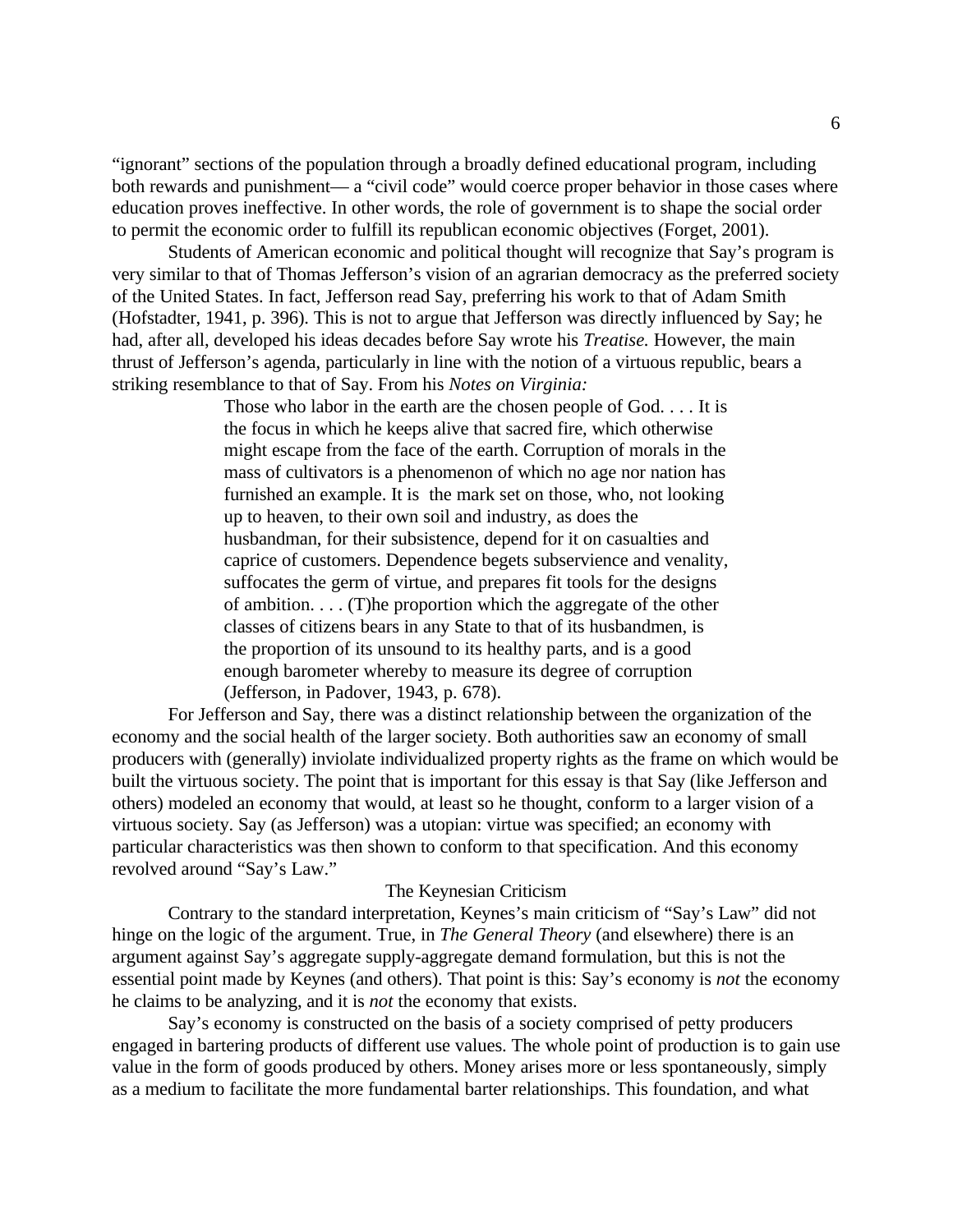"ignorant" sections of the population through a broadly defined educational program, including both rewards and punishment— a "civil code" would coerce proper behavior in those cases where education proves ineffective. In other words, the role of government is to shape the social order to permit the economic order to fulfill its republican economic objectives (Forget, 2001).

Students of American economic and political thought will recognize that Say's program is very similar to that of Thomas Jefferson's vision of an agrarian democracy as the preferred society of the United States. In fact, Jefferson read Say, preferring his work to that of Adam Smith (Hofstadter, 1941, p. 396). This is not to argue that Jefferson was directly influenced by Say; he had, after all, developed his ideas decades before Say wrote his *Treatise.* However, the main thrust of Jefferson's agenda, particularly in line with the notion of a virtuous republic, bears a striking resemblance to that of Say. From his *Notes on Virginia:*

> Those who labor in the earth are the chosen people of God. . . . It is the focus in which he keeps alive that sacred fire, which otherwise might escape from the face of the earth. Corruption of morals in the mass of cultivators is a phenomenon of which no age nor nation has furnished an example. It is the mark set on those, who, not looking up to heaven, to their own soil and industry, as does the husbandman, for their subsistence, depend for it on casualties and caprice of customers. Dependence begets subservience and venality, suffocates the germ of virtue, and prepares fit tools for the designs of ambition. . . . (T)he proportion which the aggregate of the other classes of citizens bears in any State to that of its husbandmen, is the proportion of its unsound to its healthy parts, and is a good enough barometer whereby to measure its degree of corruption (Jefferson, in Padover, 1943, p. 678).

For Jefferson and Say, there was a distinct relationship between the organization of the economy and the social health of the larger society. Both authorities saw an economy of small producers with (generally) inviolate individualized property rights as the frame on which would be built the virtuous society. The point that is important for this essay is that Say (like Jefferson and others) modeled an economy that would, at least so he thought, conform to a larger vision of a virtuous society. Say (as Jefferson) was a utopian: virtue was specified; an economy with particular characteristics was then shown to conform to that specification. And this economy revolved around "Say's Law."

## The Keynesian Criticism

Contrary to the standard interpretation, Keynes's main criticism of "Say's Law" did not hinge on the logic of the argument. True, in *The General Theory* (and elsewhere) there is an argument against Say's aggregate supply-aggregate demand formulation, but this is not the essential point made by Keynes (and others). That point is this: Say's economy is *not* the economy he claims to be analyzing, and it is *not* the economy that exists.

Say's economy is constructed on the basis of a society comprised of petty producers engaged in bartering products of different use values. The whole point of production is to gain use value in the form of goods produced by others. Money arises more or less spontaneously, simply as a medium to facilitate the more fundamental barter relationships. This foundation, and what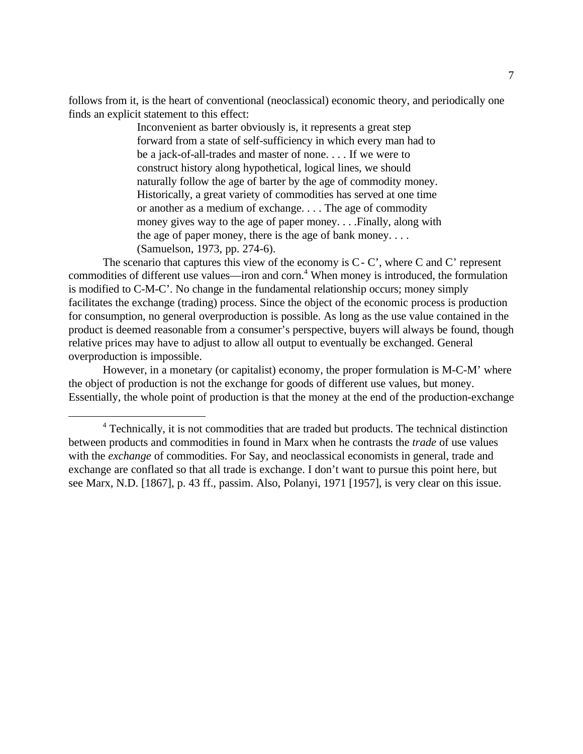follows from it, is the heart of conventional (neoclassical) economic theory, and periodically one finds an explicit statement to this effect:

> Inconvenient as barter obviously is, it represents a great step forward from a state of self-sufficiency in which every man had to be a jack-of-all-trades and master of none. . . . If we were to construct history along hypothetical, logical lines, we should naturally follow the age of barter by the age of commodity money. Historically, a great variety of commodities has served at one time or another as a medium of exchange. . . . The age of commodity money gives way to the age of paper money. . . .Finally, along with the age of paper money, there is the age of bank money. . . . (Samuelson, 1973, pp. 274-6).

The scenario that captures this view of the economy is C- C', where C and C' represent commodities of different use values—iron and corn.[4] When money is introduced, the formulation is modified to C-M-C'. No change in the fundamental relationship occurs; money simply facilitates the exchange (trading) process. Since the object of the economic process is production for consumption, no general overproduction is possible. As long as the use value contained in the product is deemed reasonable from a consumer's perspective, buyers will always be found, though relative prices may have to adjust to allow all output to eventually be exchanged. General overproduction is impossible.

However, in a monetary (or capitalist) economy, the proper formulation is M-C-M' where the object of production is not the exchange for goods of different use values, but money. Essentially, the whole point of production is that the money at the end of the production-exchange

---

[4] Technically, it is not commodities that are traded but products. The technical distinction between products and commodities in found in Marx when he contrasts the *trade* of use values with the *exchange* of commodities. For Say, and neoclassical economists in general, trade and exchange are conflated so that all trade is exchange. I don't want to pursue this point here, but see Marx, N.D. [1867], p. 43 ff., passim. Also, Polanyi, 1971 [1957], is very clear on this issue.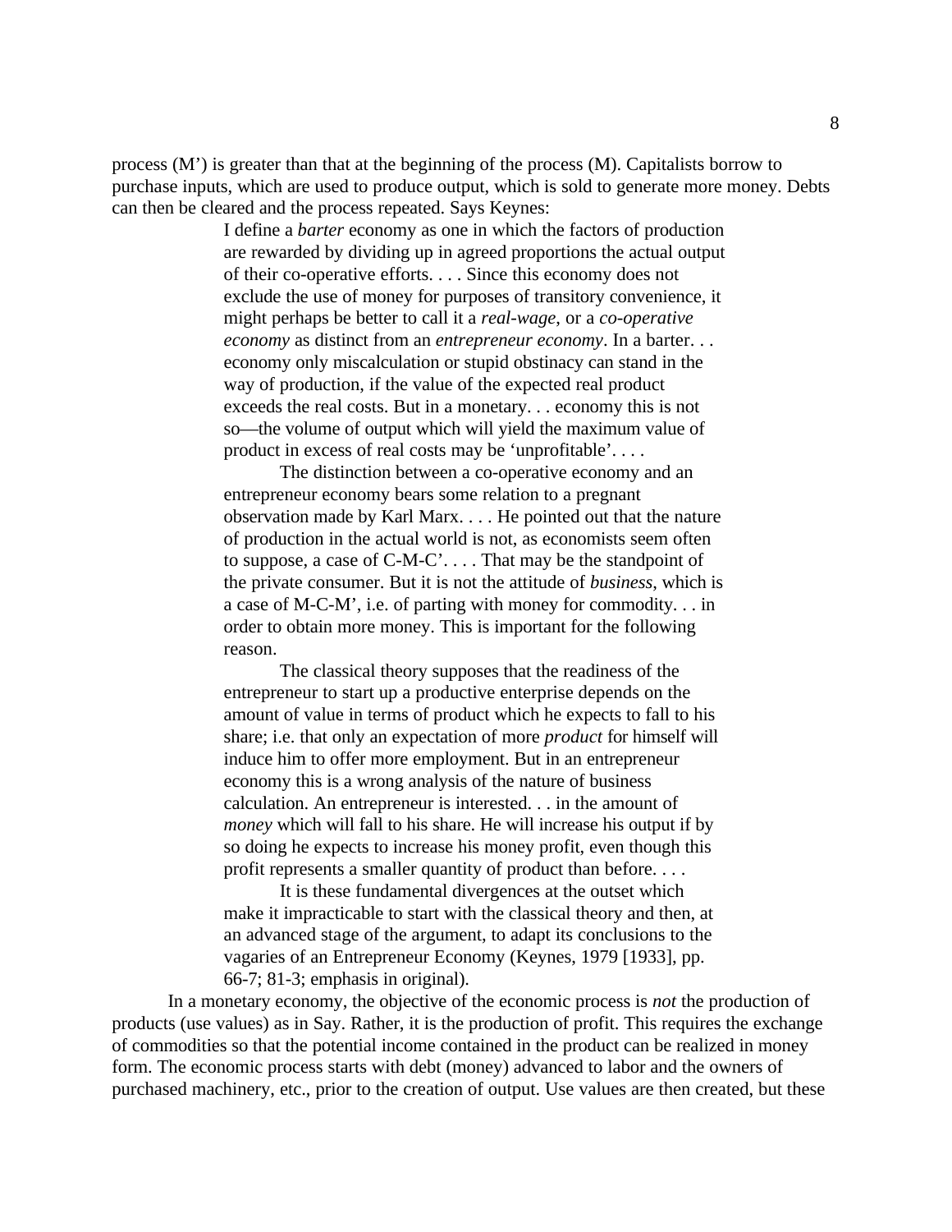process (M') is greater than that at the beginning of the process (M). Capitalists borrow to purchase inputs, which are used to produce output, which is sold to generate more money. Debts can then be cleared and the process repeated. Says Keynes:

> I define a *barter* economy as one in which the factors of production are rewarded by dividing up in agreed proportions the actual output of their co-operative efforts. . . . Since this economy does not exclude the use of money for purposes of transitory convenience, it might perhaps be better to call it a *real-wage*, or a *co-operative economy* as distinct from an *entrepreneur economy*. In a barter. . . economy only miscalculation or stupid obstinacy can stand in the way of production, if the value of the expected real product exceeds the real costs. But in a monetary. . . economy this is not so—the volume of output which will yield the maximum value of product in excess of real costs may be 'unprofitable'. . . .
>
> The distinction between a co-operative economy and an entrepreneur economy bears some relation to a pregnant observation made by Karl Marx. . . . He pointed out that the nature of production in the actual world is not, as economists seem often to suppose, a case of C-M-C'. . . . That may be the standpoint of the private consumer. But it is not the attitude of *business*, which is a case of M-C-M', i.e. of parting with money for commodity. . . in order to obtain more money. This is important for the following reason.
>
> The classical theory supposes that the readiness of the entrepreneur to start up a productive enterprise depends on the amount of value in terms of product which he expects to fall to his share; i.e. that only an expectation of more *product* for himself will induce him to offer more employment. But in an entrepreneur economy this is a wrong analysis of the nature of business calculation. An entrepreneur is interested. . . in the amount of *money* which will fall to his share. He will increase his output if by so doing he expects to increase his money profit, even though this profit represents a smaller quantity of product than before. . . .
>
> It is these fundamental divergences at the outset which make it impracticable to start with the classical theory and then, at an advanced stage of the argument, to adapt its conclusions to the vagaries of an Entrepreneur Economy (Keynes, 1979 [1933], pp. 66-7; 81-3; emphasis in original).

In a monetary economy, the objective of the economic process is *not* the production of products (use values) as in Say. Rather, it is the production of profit. This requires the exchange of commodities so that the potential income contained in the product can be realized in money form. The economic process starts with debt (money) advanced to labor and the owners of purchased machinery, etc., prior to the creation of output. Use values are then created, but these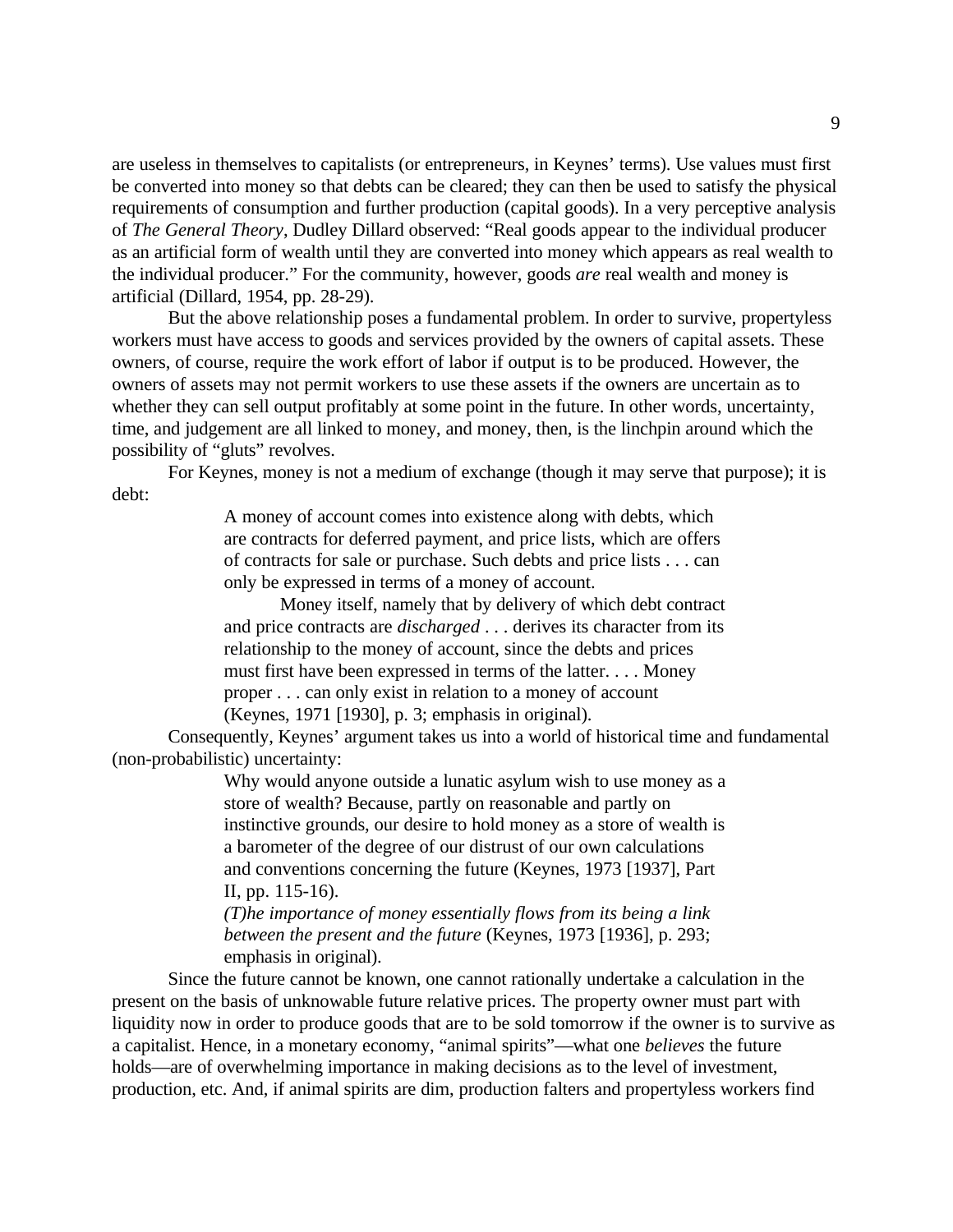are useless in themselves to capitalists (or entrepreneurs, in Keynes' terms). Use values must first be converted into money so that debts can be cleared; they can then be used to satisfy the physical requirements of consumption and further production (capital goods). In a very perceptive analysis of *The General Theory*, Dudley Dillard observed: "Real goods appear to the individual producer as an artificial form of wealth until they are converted into money which appears as real wealth to the individual producer." For the community, however, goods *are* real wealth and money is artificial (Dillard, 1954, pp. 28-29).

But the above relationship poses a fundamental problem. In order to survive, propertyless workers must have access to goods and services provided by the owners of capital assets. These owners, of course, require the work effort of labor if output is to be produced. However, the owners of assets may not permit workers to use these assets if the owners are uncertain as to whether they can sell output profitably at some point in the future. In other words, uncertainty, time, and judgement are all linked to money, and money, then, is the linchpin around which the possibility of "gluts" revolves.

For Keynes, money is not a medium of exchange (though it may serve that purpose); it is debt:

> A money of account comes into existence along with debts, which are contracts for deferred payment, and price lists, which are offers of contracts for sale or purchase. Such debts and price lists . . . can only be expressed in terms of a money of account.
>
> Money itself, namely that by delivery of which debt contract and price contracts are *discharged* . . . derives its character from its relationship to the money of account, since the debts and prices must first have been expressed in terms of the latter. . . . Money proper . . . can only exist in relation to a money of account (Keynes, 1971 [1930], p. 3; emphasis in original).

Consequently, Keynes' argument takes us into a world of historical time and fundamental (non-probabilistic) uncertainty:

> Why would anyone outside a lunatic asylum wish to use money as a store of wealth? Because, partly on reasonable and partly on instinctive grounds, our desire to hold money as a store of wealth is a barometer of the degree of our distrust of our own calculations and conventions concerning the future (Keynes, 1973 [1937], Part II, pp. 115-16).
>
> *(T)he importance of money essentially flows from its being a link between the present and the future* (Keynes, 1973 [1936], p. 293; emphasis in original).

Since the future cannot be known, one cannot rationally undertake a calculation in the present on the basis of unknowable future relative prices. The property owner must part with liquidity now in order to produce goods that are to be sold tomorrow if the owner is to survive as a capitalist. Hence, in a monetary economy, "animal spirits"—what one *believes* the future holds—are of overwhelming importance in making decisions as to the level of investment, production, etc. And, if animal spirits are dim, production falters and propertyless workers find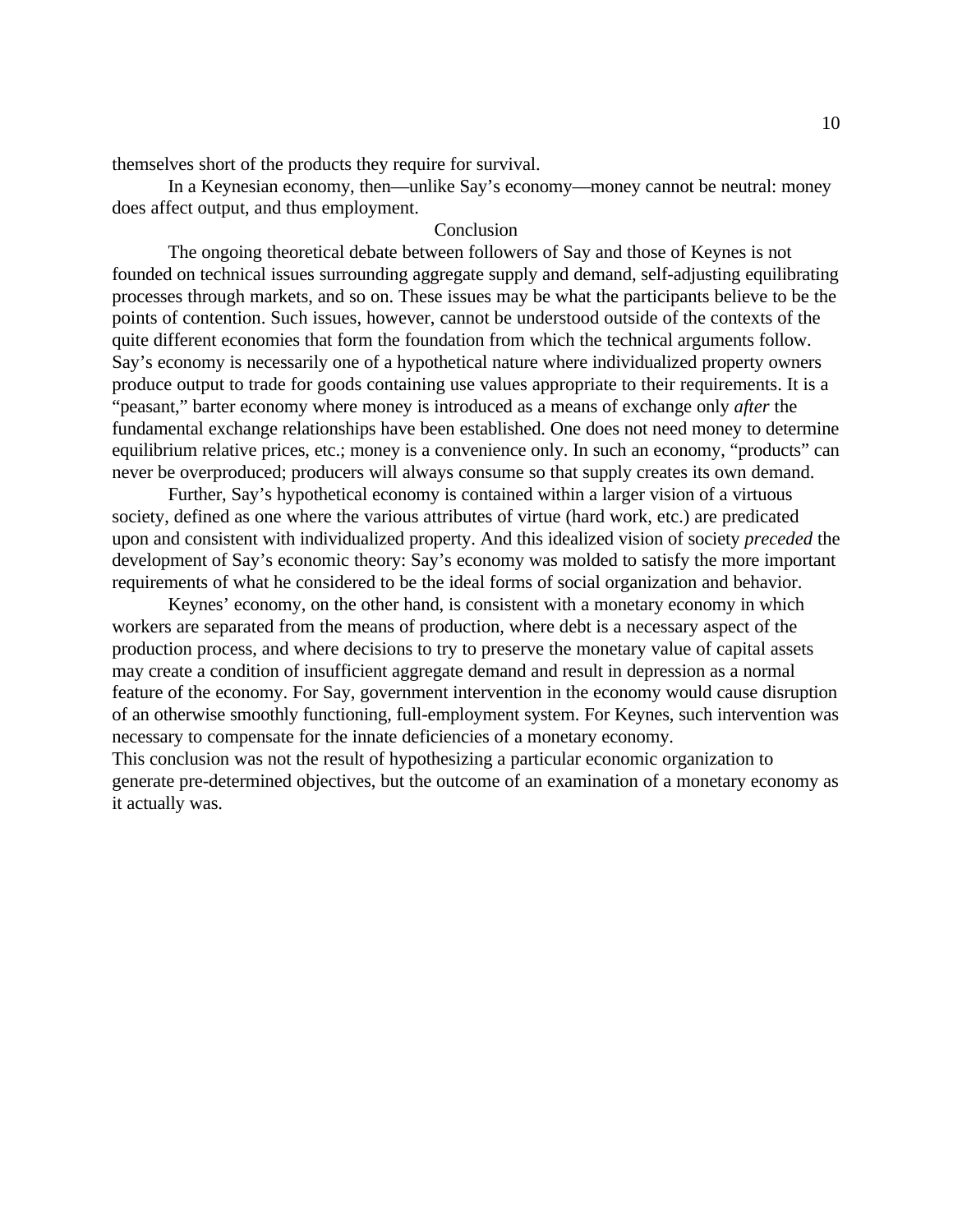themselves short of the products they require for survival.

In a Keynesian economy, then—unlike Say's economy—money cannot be neutral: money does affect output, and thus employment.

## Conclusion

The ongoing theoretical debate between followers of Say and those of Keynes is not founded on technical issues surrounding aggregate supply and demand, self-adjusting equilibrating processes through markets, and so on. These issues may be what the participants believe to be the points of contention. Such issues, however, cannot be understood outside of the contexts of the quite different economies that form the foundation from which the technical arguments follow. Say's economy is necessarily one of a hypothetical nature where individualized property owners produce output to trade for goods containing use values appropriate to their requirements. It is a "peasant," barter economy where money is introduced as a means of exchange only *after* the fundamental exchange relationships have been established. One does not need money to determine equilibrium relative prices, etc.; money is a convenience only. In such an economy, "products" can never be overproduced; producers will always consume so that supply creates its own demand.

Further, Say's hypothetical economy is contained within a larger vision of a virtuous society, defined as one where the various attributes of virtue (hard work, etc.) are predicated upon and consistent with individualized property. And this idealized vision of society *preceded* the development of Say's economic theory: Say's economy was molded to satisfy the more important requirements of what he considered to be the ideal forms of social organization and behavior.

Keynes' economy, on the other hand, is consistent with a monetary economy in which workers are separated from the means of production, where debt is a necessary aspect of the production process, and where decisions to try to preserve the monetary value of capital assets may create a condition of insufficient aggregate demand and result in depression as a normal feature of the economy. For Say, government intervention in the economy would cause disruption of an otherwise smoothly functioning, full-employment system. For Keynes, such intervention was necessary to compensate for the innate deficiencies of a monetary economy.

This conclusion was not the result of hypothesizing a particular economic organization to generate pre-determined objectives, but the outcome of an examination of a monetary economy as it actually was.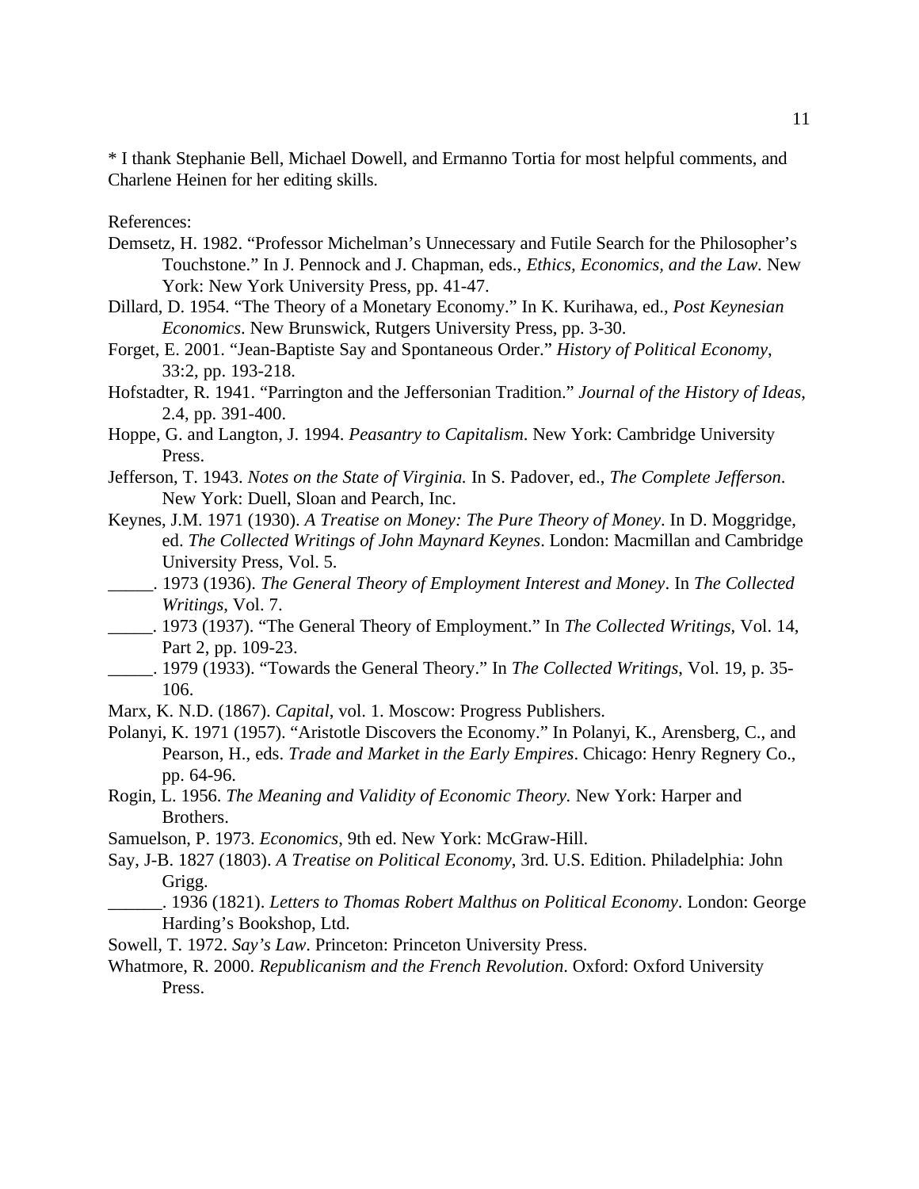* I thank Stephanie Bell, Michael Dowell, and Ermanno Tortia for most helpful comments, and Charlene Heinen for her editing skills.

References:

Demsetz, H. 1982. "Professor Michelman's Unnecessary and Futile Search for the Philosopher's Touchstone." In J. Pennock and J. Chapman, eds., *Ethics, Economics, and the Law.* New York: New York University Press, pp. 41-47.

Dillard, D. 1954. "The Theory of a Monetary Economy." In K. Kurihawa, ed., *Post Keynesian Economics*. New Brunswick, Rutgers University Press, pp. 3-30.

Forget, E. 2001. "Jean-Baptiste Say and Spontaneous Order." *History of Political Economy*, 33:2, pp. 193-218.

Hofstadter, R. 1941. "Parrington and the Jeffersonian Tradition." *Journal of the History of Ideas*, 2.4, pp. 391-400.

Hoppe, G. and Langton, J. 1994. *Peasantry to Capitalism*. New York: Cambridge University Press.

Jefferson, T. 1943. *Notes on the State of Virginia.* In S. Padover, ed., *The Complete Jefferson*. New York: Duell, Sloan and Pearch, Inc.

Keynes, J.M. 1971 (1930). *A Treatise on Money: The Pure Theory of Money*. In D. Moggridge, ed. *The Collected Writings of John Maynard Keynes*. London: Macmillan and Cambridge University Press, Vol. 5.

_____. 1973 (1936). *The General Theory of Employment Interest and Money*. In *The Collected Writings*, Vol. 7.

_____. 1973 (1937). "The General Theory of Employment." In *The Collected Writings*, Vol. 14, Part 2, pp. 109-23.

_____. 1979 (1933). "Towards the General Theory." In *The Collected Writings*, Vol. 19, p. 35-106.

Marx, K. N.D. (1867). *Capital*, vol. 1. Moscow: Progress Publishers.

Polanyi, K. 1971 (1957). "Aristotle Discovers the Economy." In Polanyi, K., Arensberg, C., and Pearson, H., eds. *Trade and Market in the Early Empires*. Chicago: Henry Regnery Co., pp. 64-96.

Rogin, L. 1956. *The Meaning and Validity of Economic Theory.* New York: Harper and Brothers.

Samuelson, P. 1973. *Economics*, 9th ed. New York: McGraw-Hill.

Say, J-B. 1827 (1803). *A Treatise on Political Economy*, 3rd. U.S. Edition. Philadelphia: John Grigg.

______. 1936 (1821). *Letters to Thomas Robert Malthus on Political Economy*. London: George Harding's Bookshop, Ltd.

Sowell, T. 1972. *Say's Law*. Princeton: Princeton University Press.

Whatmore, R. 2000. *Republicanism and the French Revolution*. Oxford: Oxford University Press.